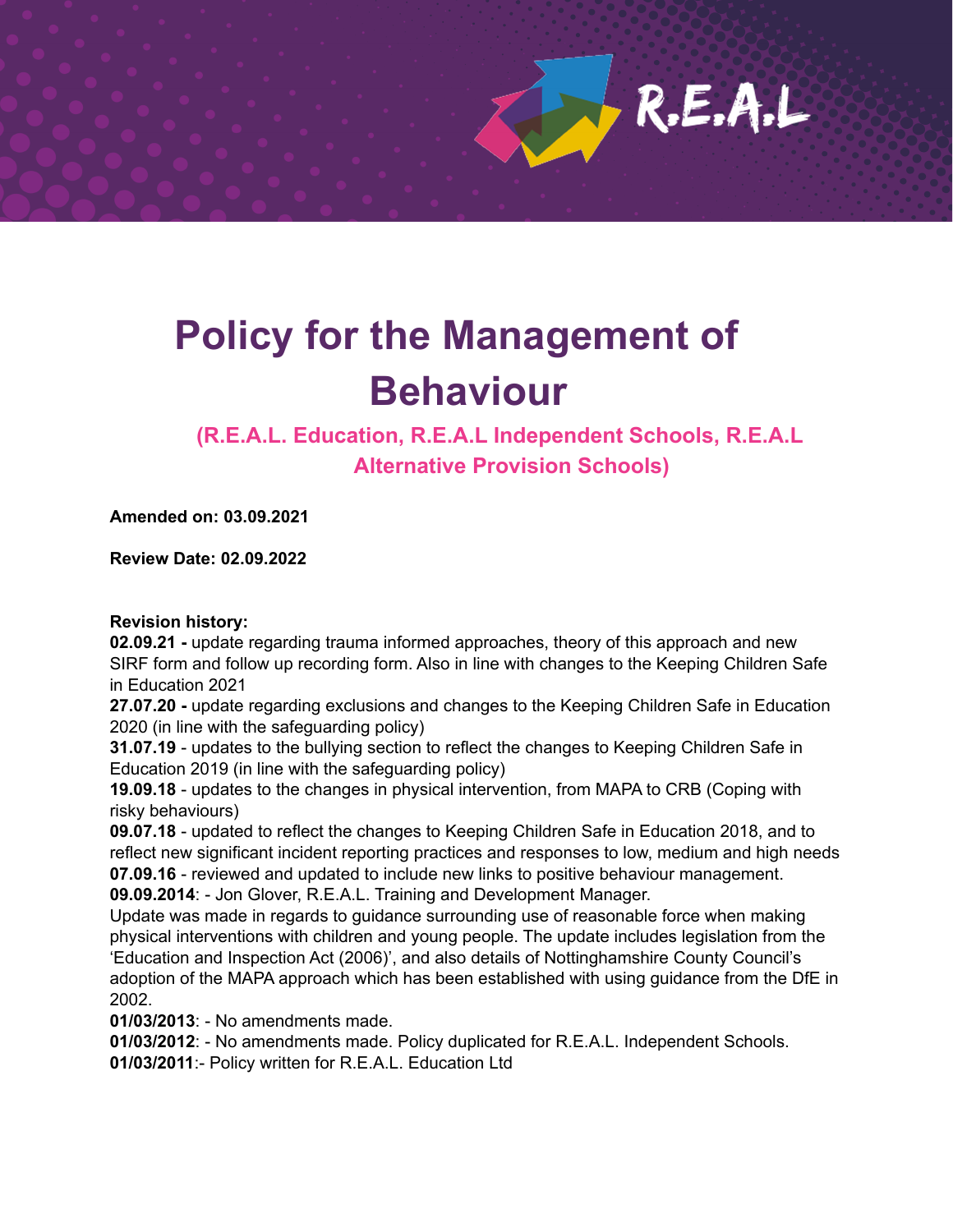# Policy for the Management of Behaviour

## (R.E.A.L. Education, R.E.A.L Independent Schools, R.E.A.L Alternative Provision Schools)

**Amended on: 03.09.2021**

**Review Date: 02.09.2022**

**Revision history:**

**02.09.21 -** update regarding trauma informed approaches, theory of this approach and new SIRF form and follow up recording form. Also in line with changes to the Keeping Children Safe in Education 2021

**27.07.20 -** update regarding exclusions and changes to the Keeping Children Safe in Education 2020 (in line with the safeguarding policy)

**31.07.19** - updates to the bullying section to reflect the changes to Keeping Children Safe in Education 2019 (in line with the safeguarding policy)

**19.09.18** - updates to the changes in physical intervention, from MAPA to CRB (Coping with risky behaviours)

**09.07.18** - updated to reflect the changes to Keeping Children Safe in Education 2018, and to reflect new significant incident reporting practices and responses to low, medium and high needs

**07.09.16** - reviewed and updated to include new links to positive behaviour management.

**09.09.2014**: - Jon Glover, R.E.A.L. Training and Development Manager.

Update was made in regards to guidance surrounding use of reasonable force when making physical interventions with children and young people. The update includes legislation from the 'Education and Inspection Act (2006)', and also details of Nottinghamshire County Council's adoption of the MAPA approach which has been established with using guidance from the DfE in 2002.

**01/03/2013**: - No amendments made.

**01/03/2012**: - No amendments made. Policy duplicated for R.E.A.L. Independent Schools.

**01/03/2011**:- Policy written for R.E.A.L. Education Ltd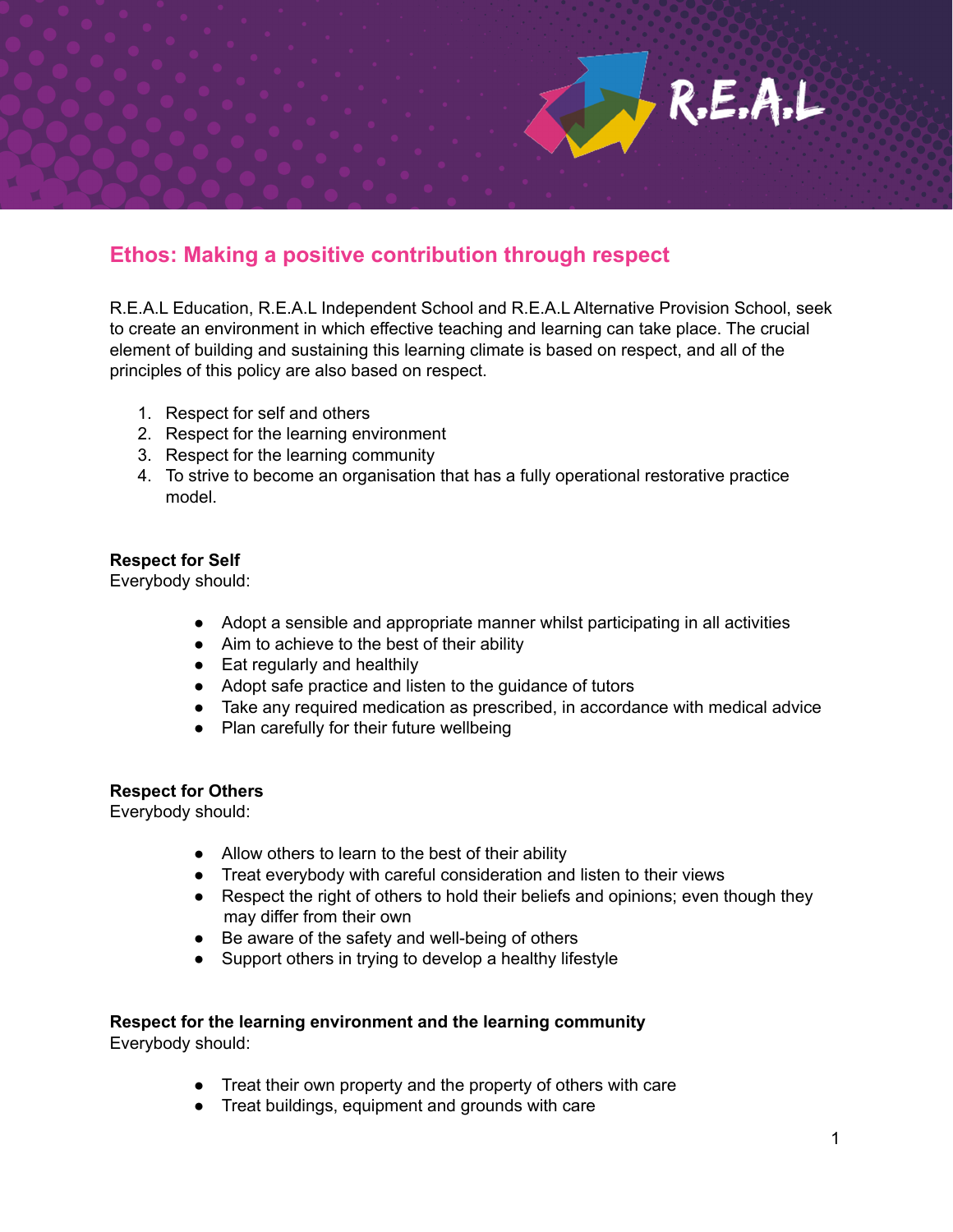## Ethos: Making a positive contribution through respect

R.E.A.L Education, R.E.A.L Independent School and R.E.A.L Alternative Provision School, seek to create an environment in which effective teaching and learning can take place. The crucial element of building and sustaining this learning climate is based on respect, and all of the principles of this policy are also based on respect.

1. Respect for self and others
2. Respect for the learning environment
3. Respect for the learning community
4. To strive to become an organisation that has a fully operational restorative practice model.

**Respect for Self**
Everybody should:

- Adopt a sensible and appropriate manner whilst participating in all activities
- Aim to achieve to the best of their ability
- Eat regularly and healthily
- Adopt safe practice and listen to the guidance of tutors
- Take any required medication as prescribed, in accordance with medical advice
- Plan carefully for their future wellbeing

**Respect for Others**
Everybody should:

- Allow others to learn to the best of their ability
- Treat everybody with careful consideration and listen to their views
- Respect the right of others to hold their beliefs and opinions; even though they may differ from their own
- Be aware of the safety and well-being of others
- Support others in trying to develop a healthy lifestyle

**Respect for the learning environment and the learning community**
Everybody should:

- Treat their own property and the property of others with care
- Treat buildings, equipment and grounds with care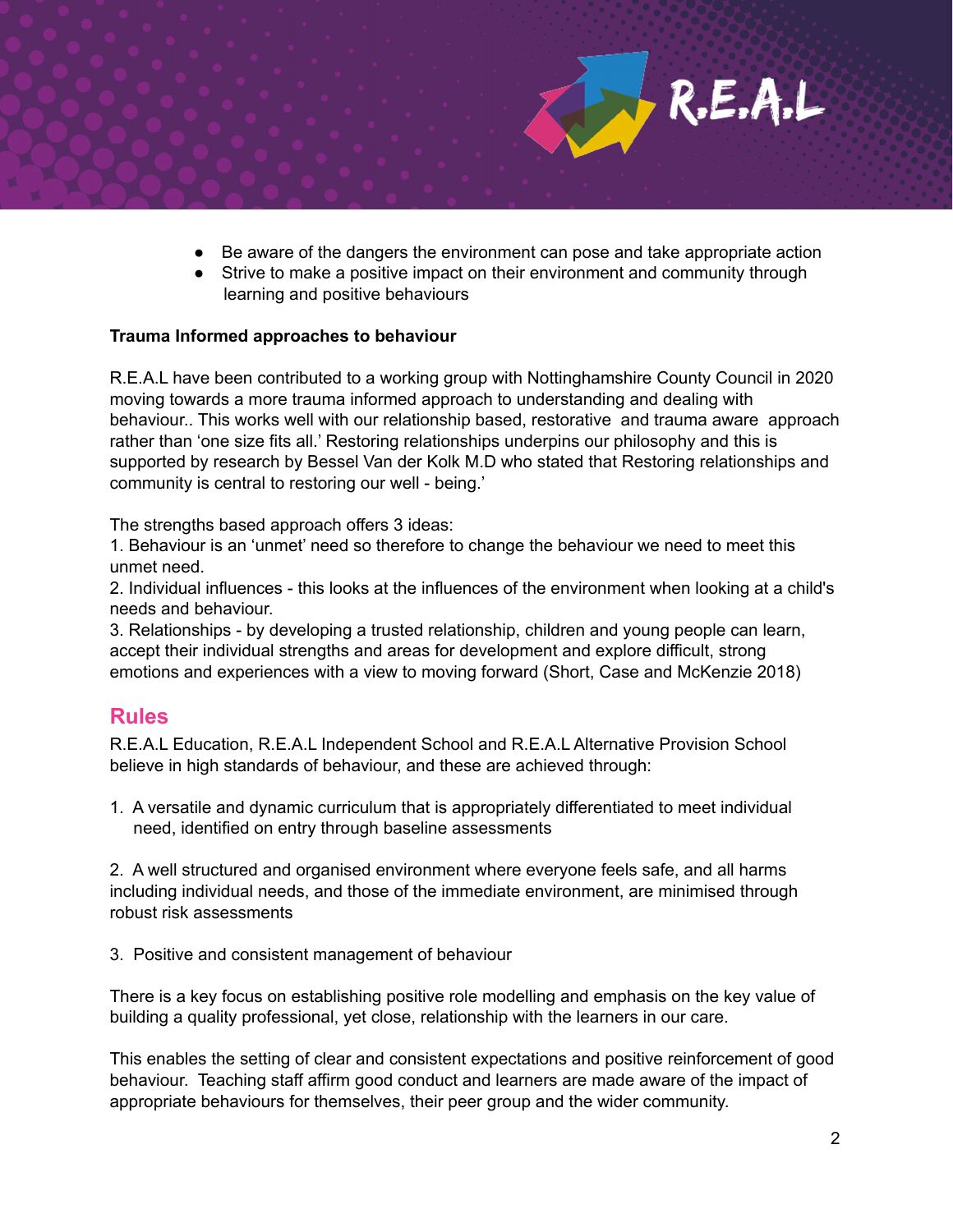- Be aware of the dangers the environment can pose and take appropriate action
- Strive to make a positive impact on their environment and community through learning and positive behaviours

**Trauma Informed approaches to behaviour**

R.E.A.L have been contributed to a working group with Nottinghamshire County Council in 2020 moving towards a more trauma informed approach to understanding and dealing with behaviour.. This works well with our relationship based, restorative and trauma aware approach rather than 'one size fits all.' Restoring relationships underpins our philosophy and this is supported by research by Bessel Van der Kolk M.D who stated that Restoring relationships and community is central to restoring our well - being.'

The strengths based approach offers 3 ideas:
1. Behaviour is an 'unmet' need so therefore to change the behaviour we need to meet this unmet need.
2. Individual influences - this looks at the influences of the environment when looking at a child's needs and behaviour.
3. Relationships - by developing a trusted relationship, children and young people can learn, accept their individual strengths and areas for development and explore difficult, strong emotions and experiences with a view to moving forward (Short, Case and McKenzie 2018)

## Rules

R.E.A.L Education, R.E.A.L Independent School and R.E.A.L Alternative Provision School believe in high standards of behaviour, and these are achieved through:

1. A versatile and dynamic curriculum that is appropriately differentiated to meet individual need, identified on entry through baseline assessments

2. A well structured and organised environment where everyone feels safe, and all harms including individual needs, and those of the immediate environment, are minimised through robust risk assessments

3. Positive and consistent management of behaviour

There is a key focus on establishing positive role modelling and emphasis on the key value of building a quality professional, yet close, relationship with the learners in our care.

This enables the setting of clear and consistent expectations and positive reinforcement of good behaviour. Teaching staff affirm good conduct and learners are made aware of the impact of appropriate behaviours for themselves, their peer group and the wider community.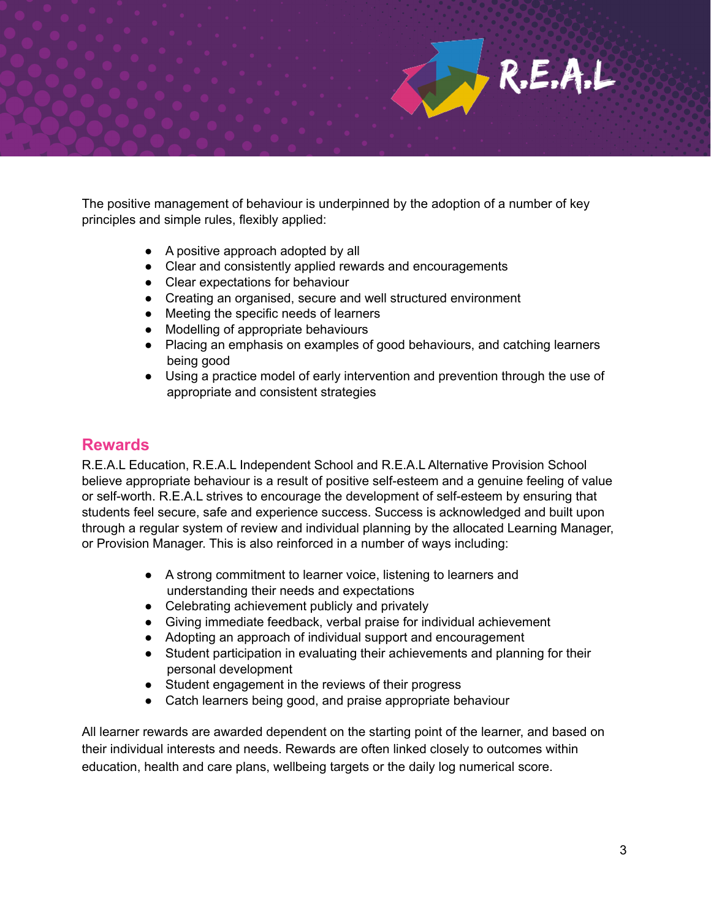The positive management of behaviour is underpinned by the adoption of a number of key principles and simple rules, flexibly applied:

- A positive approach adopted by all
- Clear and consistently applied rewards and encouragements
- Clear expectations for behaviour
- Creating an organised, secure and well structured environment
- Meeting the specific needs of learners
- Modelling of appropriate behaviours
- Placing an emphasis on examples of good behaviours, and catching learners being good
- Using a practice model of early intervention and prevention through the use of appropriate and consistent strategies

## Rewards

R.E.A.L Education, R.E.A.L Independent School and R.E.A.L Alternative Provision School believe appropriate behaviour is a result of positive self-esteem and a genuine feeling of value or self-worth. R.E.A.L strives to encourage the development of self-esteem by ensuring that students feel secure, safe and experience success. Success is acknowledged and built upon through a regular system of review and individual planning by the allocated Learning Manager, or Provision Manager. This is also reinforced in a number of ways including:

- A strong commitment to learner voice, listening to learners and understanding their needs and expectations
- Celebrating achievement publicly and privately
- Giving immediate feedback, verbal praise for individual achievement
- Adopting an approach of individual support and encouragement
- Student participation in evaluating their achievements and planning for their personal development
- Student engagement in the reviews of their progress
- Catch learners being good, and praise appropriate behaviour

All learner rewards are awarded dependent on the starting point of the learner, and based on their individual interests and needs. Rewards are often linked closely to outcomes within education, health and care plans, wellbeing targets or the daily log numerical score.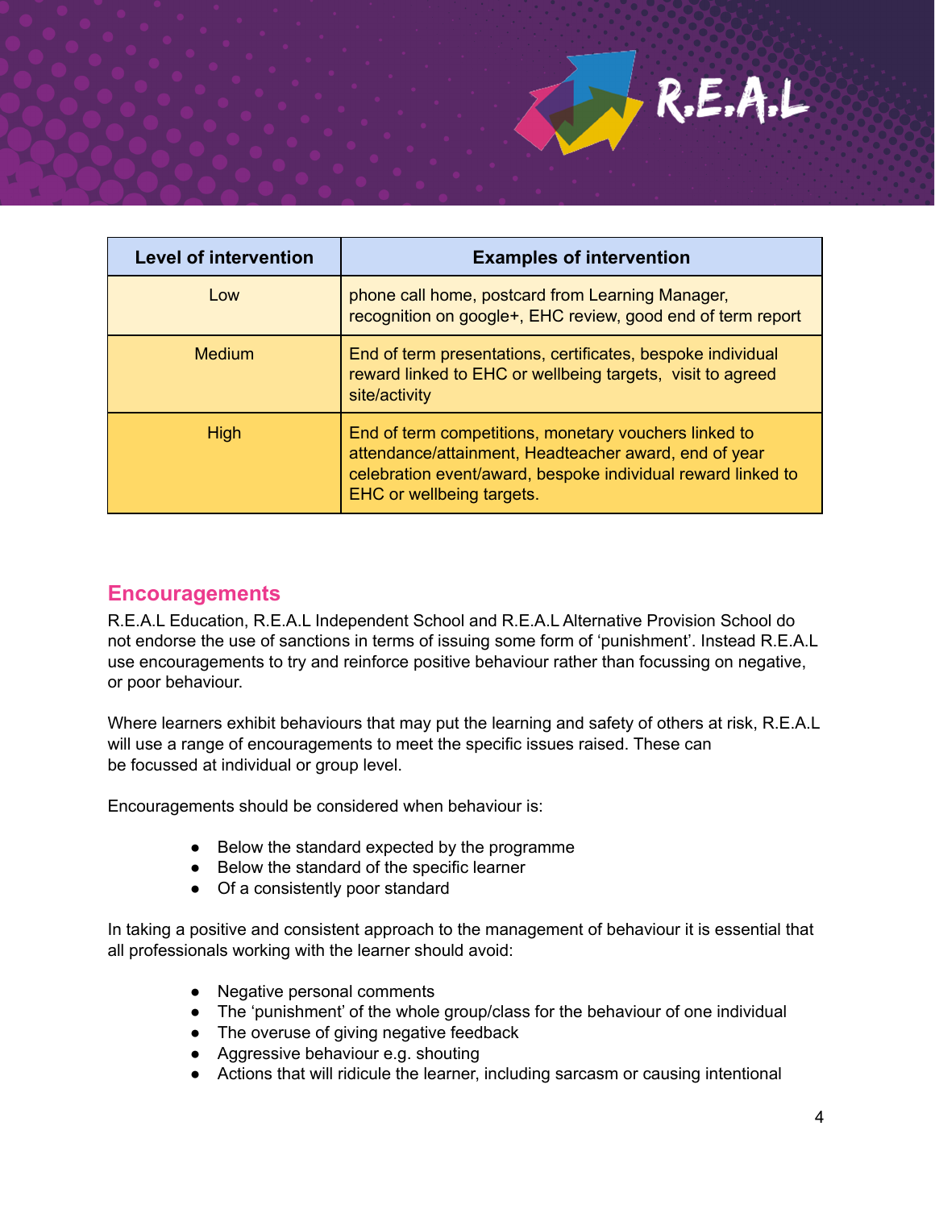| Level of intervention | Examples of intervention |
|---|---|
| Low | phone call home, postcard from Learning Manager, recognition on google+, EHC review, good end of term report |
| Medium | End of term presentations, certificates, bespoke individual reward linked to EHC or wellbeing targets, visit to agreed site/activity |
| High | End of term competitions, monetary vouchers linked to attendance/attainment, Headteacher award, end of year celebration event/award, bespoke individual reward linked to EHC or wellbeing targets. |

## Encouragements

R.E.A.L Education, R.E.A.L Independent School and R.E.A.L Alternative Provision School do not endorse the use of sanctions in terms of issuing some form of 'punishment'. Instead R.E.A.L use encouragements to try and reinforce positive behaviour rather than focussing on negative, or poor behaviour.

Where learners exhibit behaviours that may put the learning and safety of others at risk, R.E.A.L will use a range of encouragements to meet the specific issues raised. These can be focussed at individual or group level.

Encouragements should be considered when behaviour is:

- Below the standard expected by the programme
- Below the standard of the specific learner
- Of a consistently poor standard

In taking a positive and consistent approach to the management of behaviour it is essential that all professionals working with the learner should avoid:

- Negative personal comments
- The 'punishment' of the whole group/class for the behaviour of one individual
- The overuse of giving negative feedback
- Aggressive behaviour e.g. shouting
- Actions that will ridicule the learner, including sarcasm or causing intentional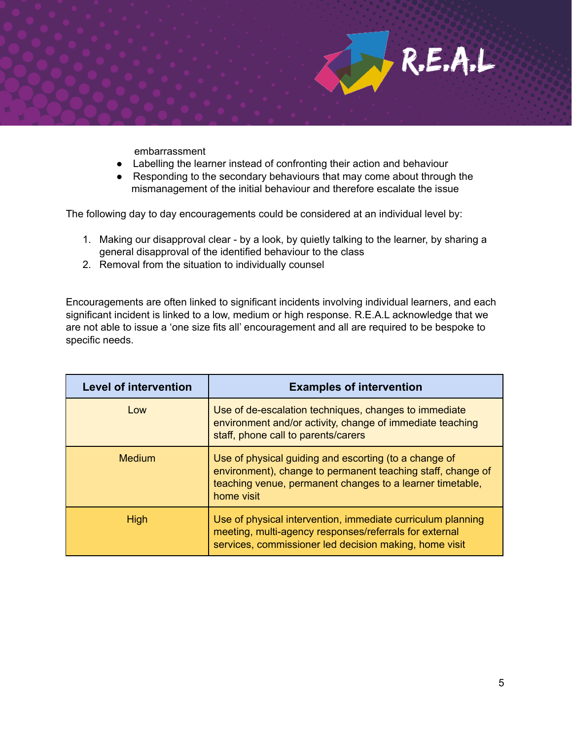embarrassment

- Labelling the learner instead of confronting their action and behaviour
- Responding to the secondary behaviours that may come about through the mismanagement of the initial behaviour and therefore escalate the issue

The following day to day encouragements could be considered at an individual level by:

1. Making our disapproval clear - by a look, by quietly talking to the learner, by sharing a general disapproval of the identified behaviour to the class
2. Removal from the situation to individually counsel

Encouragements are often linked to significant incidents involving individual learners, and each significant incident is linked to a low, medium or high response. R.E.A.L acknowledge that we are not able to issue a 'one size fits all' encouragement and all are required to be bespoke to specific needs.

| Level of intervention | Examples of intervention |
| --- | --- |
| Low | Use of de-escalation techniques, changes to immediate environment and/or activity, change of immediate teaching staff, phone call to parents/carers |
| Medium | Use of physical guiding and escorting (to a change of environment), change to permanent teaching staff, change of teaching venue, permanent changes to a learner timetable, home visit |
| High | Use of physical intervention, immediate curriculum planning meeting, multi-agency responses/referrals for external services, commissioner led decision making, home visit |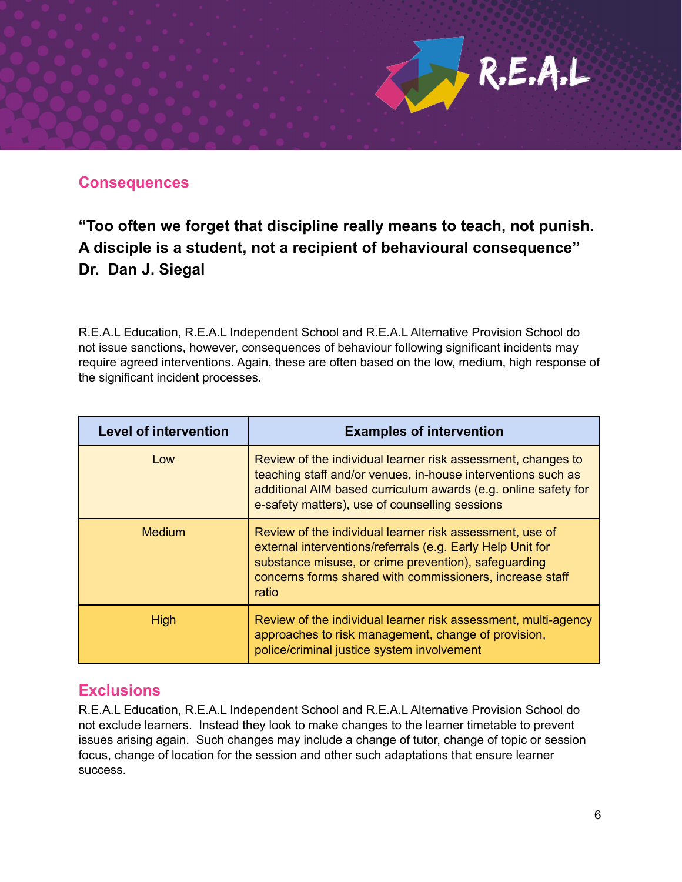## Consequences

**"Too often we forget that discipline really means to teach, not punish. A disciple is a student, not a recipient of behavioural consequence" Dr. Dan J. Siegal**

R.E.A.L Education, R.E.A.L Independent School and R.E.A.L Alternative Provision School do not issue sanctions, however, consequences of behaviour following significant incidents may require agreed interventions. Again, these are often based on the low, medium, high response of the significant incident processes.

| Level of intervention | Examples of intervention |
|---|---|
| Low | Review of the individual learner risk assessment, changes to teaching staff and/or venues, in-house interventions such as additional AIM based curriculum awards (e.g. online safety for e-safety matters), use of counselling sessions |
| Medium | Review of the individual learner risk assessment, use of external interventions/referrals (e.g. Early Help Unit for substance misuse, or crime prevention), safeguarding concerns forms shared with commissioners, increase staff ratio |
| High | Review of the individual learner risk assessment, multi-agency approaches to risk management, change of provision, police/criminal justice system involvement |

## Exclusions

R.E.A.L Education, R.E.A.L Independent School and R.E.A.L Alternative Provision School do not exclude learners. Instead they look to make changes to the learner timetable to prevent issues arising again. Such changes may include a change of tutor, change of topic or session focus, change of location for the session and other such adaptations that ensure learner success.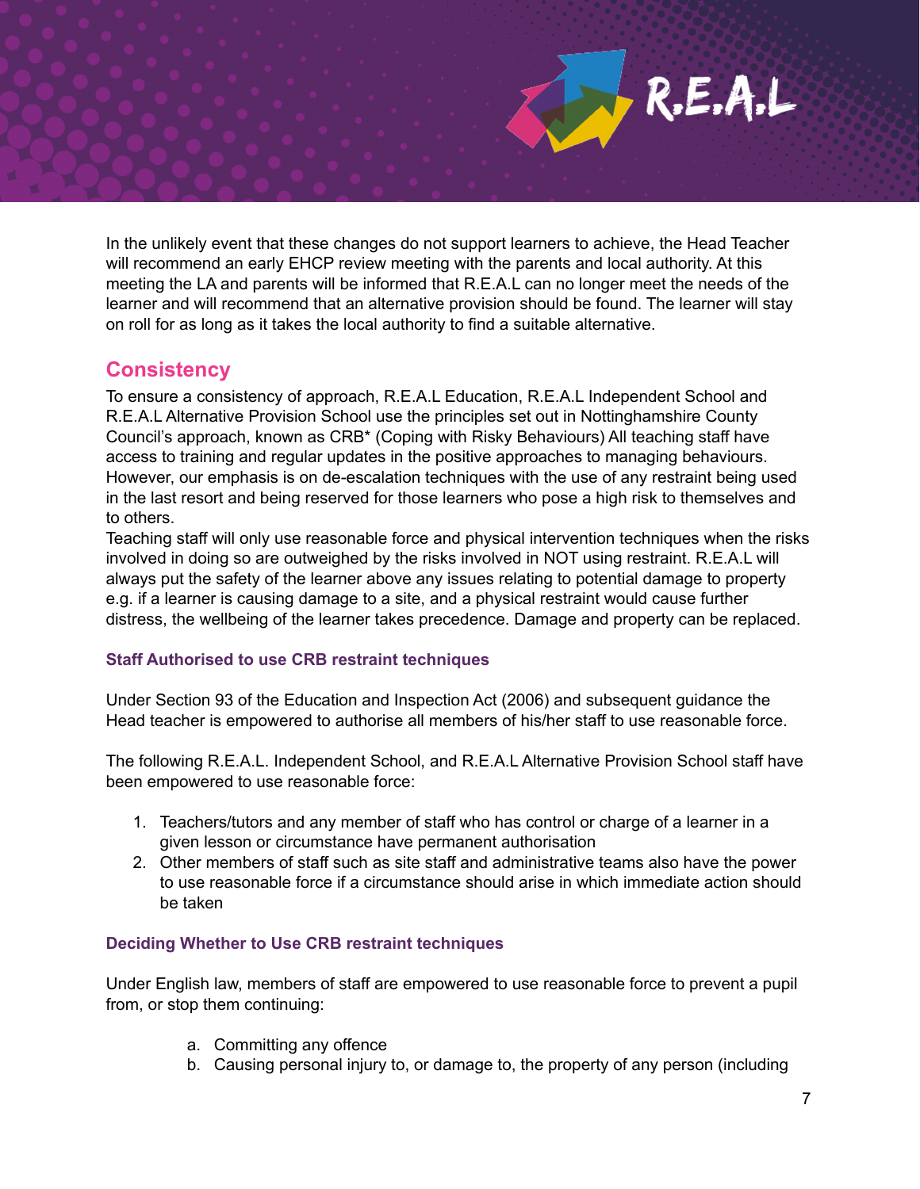In the unlikely event that these changes do not support learners to achieve, the Head Teacher will recommend an early EHCP review meeting with the parents and local authority. At this meeting the LA and parents will be informed that R.E.A.L can no longer meet the needs of the learner and will recommend that an alternative provision should be found. The learner will stay on roll for as long as it takes the local authority to find a suitable alternative.

## Consistency

To ensure a consistency of approach, R.E.A.L Education, R.E.A.L Independent School and R.E.A.L Alternative Provision School use the principles set out in Nottinghamshire County Council's approach, known as CRB* (Coping with Risky Behaviours) All teaching staff have access to training and regular updates in the positive approaches to managing behaviours. However, our emphasis is on de-escalation techniques with the use of any restraint being used in the last resort and being reserved for those learners who pose a high risk to themselves and to others.

Teaching staff will only use reasonable force and physical intervention techniques when the risks involved in doing so are outweighed by the risks involved in NOT using restraint. R.E.A.L will always put the safety of the learner above any issues relating to potential damage to property e.g. if a learner is causing damage to a site, and a physical restraint would cause further distress, the wellbeing of the learner takes precedence. Damage and property can be replaced.

### Staff Authorised to use CRB restraint techniques

Under Section 93 of the Education and Inspection Act (2006) and subsequent guidance the Head teacher is empowered to authorise all members of his/her staff to use reasonable force.

The following R.E.A.L. Independent School, and R.E.A.L Alternative Provision School staff have been empowered to use reasonable force:

1. Teachers/tutors and any member of staff who has control or charge of a learner in a given lesson or circumstance have permanent authorisation
2. Other members of staff such as site staff and administrative teams also have the power to use reasonable force if a circumstance should arise in which immediate action should be taken

### Deciding Whether to Use CRB restraint techniques

Under English law, members of staff are empowered to use reasonable force to prevent a pupil from, or stop them continuing:

a. Committing any offence
b. Causing personal injury to, or damage to, the property of any person (including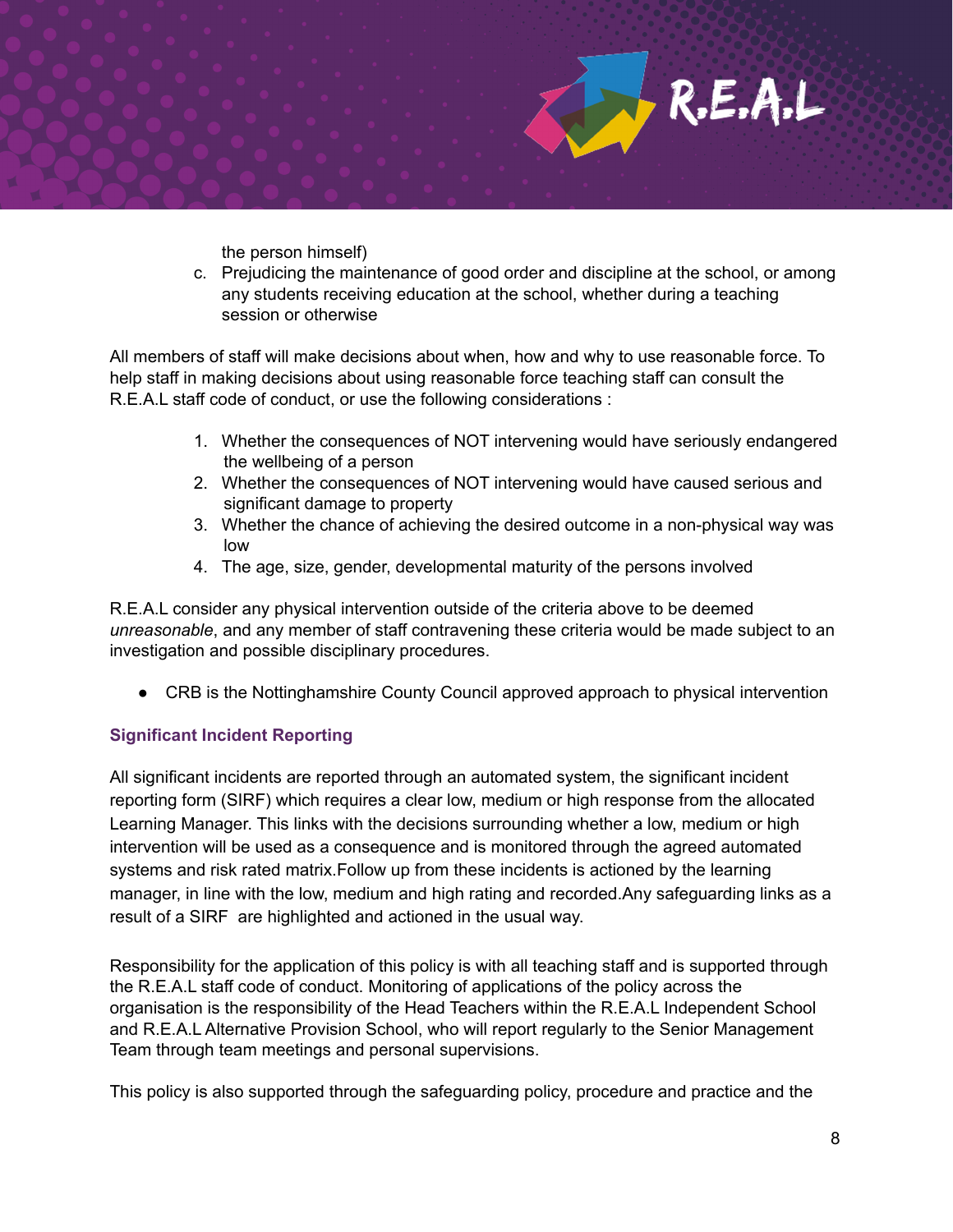the person himself)

c. Prejudicing the maintenance of good order and discipline at the school, or among any students receiving education at the school, whether during a teaching session or otherwise

All members of staff will make decisions about when, how and why to use reasonable force. To help staff in making decisions about using reasonable force teaching staff can consult the R.E.A.L staff code of conduct, or use the following considerations :

1. Whether the consequences of NOT intervening would have seriously endangered the wellbeing of a person
2. Whether the consequences of NOT intervening would have caused serious and significant damage to property
3. Whether the chance of achieving the desired outcome in a non-physical way was low
4. The age, size, gender, developmental maturity of the persons involved

R.E.A.L consider any physical intervention outside of the criteria above to be deemed *unreasonable*, and any member of staff contravening these criteria would be made subject to an investigation and possible disciplinary procedures.

- CRB is the Nottinghamshire County Council approved approach to physical intervention

### Significant Incident Reporting

All significant incidents are reported through an automated system, the significant incident reporting form (SIRF) which requires a clear low, medium or high response from the allocated Learning Manager. This links with the decisions surrounding whether a low, medium or high intervention will be used as a consequence and is monitored through the agreed automated systems and risk rated matrix.Follow up from these incidents is actioned by the learning manager, in line with the low, medium and high rating and recorded.Any safeguarding links as a result of a SIRF are highlighted and actioned in the usual way.

Responsibility for the application of this policy is with all teaching staff and is supported through the R.E.A.L staff code of conduct. Monitoring of applications of the policy across the organisation is the responsibility of the Head Teachers within the R.E.A.L Independent School and R.E.A.L Alternative Provision School, who will report regularly to the Senior Management Team through team meetings and personal supervisions.

This policy is also supported through the safeguarding policy, procedure and practice and the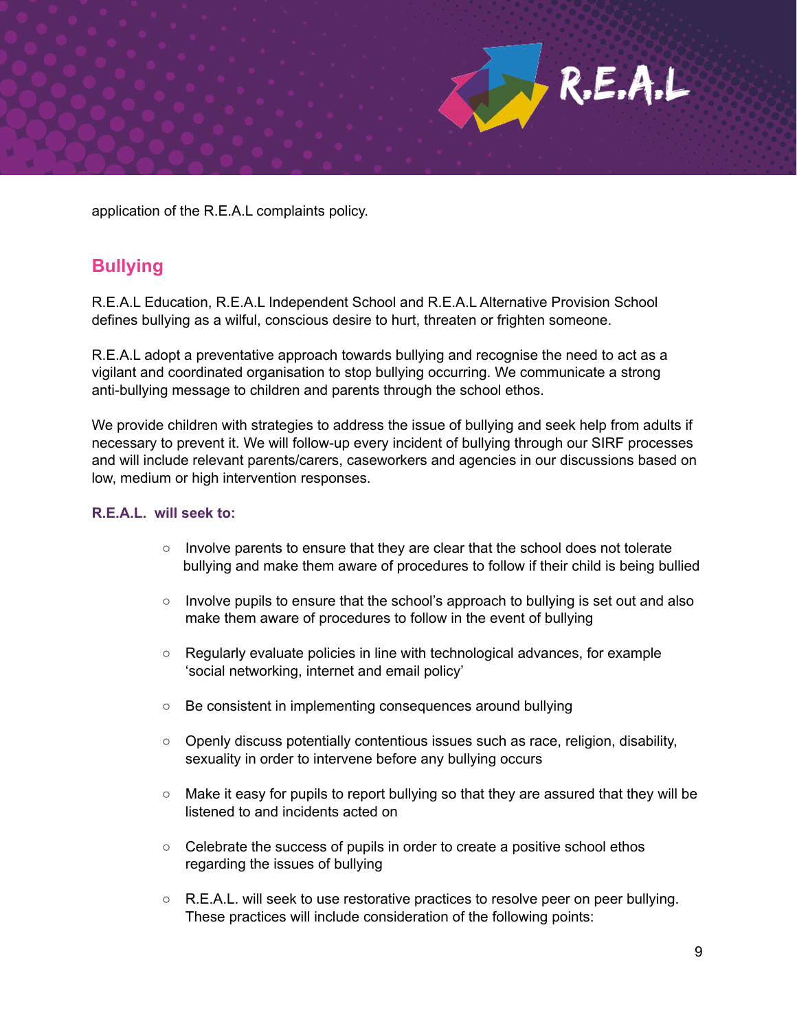application of the R.E.A.L complaints policy.

## Bullying

R.E.A.L Education, R.E.A.L Independent School and R.E.A.L Alternative Provision School defines bullying as a wilful, conscious desire to hurt, threaten or frighten someone.

R.E.A.L adopt a preventative approach towards bullying and recognise the need to act as a vigilant and coordinated organisation to stop bullying occurring. We communicate a strong anti-bullying message to children and parents through the school ethos.

We provide children with strategies to address the issue of bullying and seek help from adults if necessary to prevent it. We will follow-up every incident of bullying through our SIRF processes and will include relevant parents/carers, caseworkers and agencies in our discussions based on low, medium or high intervention responses.

#### R.E.A.L. will seek to:

- Involve parents to ensure that they are clear that the school does not tolerate bullying and make them aware of procedures to follow if their child is being bullied
- Involve pupils to ensure that the school's approach to bullying is set out and also make them aware of procedures to follow in the event of bullying
- Regularly evaluate policies in line with technological advances, for example 'social networking, internet and email policy'
- Be consistent in implementing consequences around bullying
- Openly discuss potentially contentious issues such as race, religion, disability, sexuality in order to intervene before any bullying occurs
- Make it easy for pupils to report bullying so that they are assured that they will be listened to and incidents acted on
- Celebrate the success of pupils in order to create a positive school ethos regarding the issues of bullying
- R.E.A.L. will seek to use restorative practices to resolve peer on peer bullying. These practices will include consideration of the following points: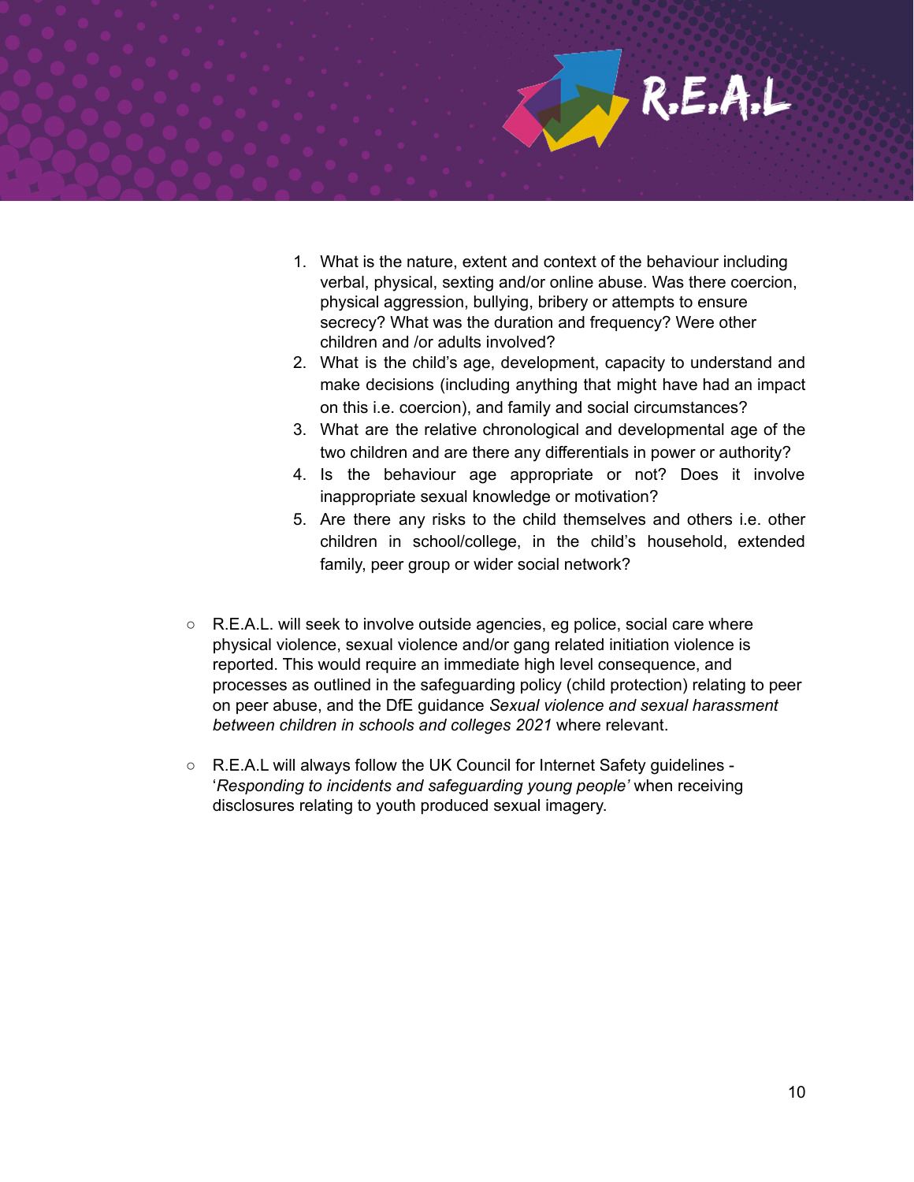1. What is the nature, extent and context of the behaviour including verbal, physical, sexting and/or online abuse. Was there coercion, physical aggression, bullying, bribery or attempts to ensure secrecy? What was the duration and frequency? Were other children and /or adults involved?
2. What is the child's age, development, capacity to understand and make decisions (including anything that might have had an impact on this i.e. coercion), and family and social circumstances?
3. What are the relative chronological and developmental age of the two children and are there any differentials in power or authority?
4. Is the behaviour age appropriate or not? Does it involve inappropriate sexual knowledge or motivation?
5. Are there any risks to the child themselves and others i.e. other children in school/college, in the child's household, extended family, peer group or wider social network?

- R.E.A.L. will seek to involve outside agencies, eg police, social care where physical violence, sexual violence and/or gang related initiation violence is reported. This would require an immediate high level consequence, and processes as outlined in the safeguarding policy (child protection) relating to peer on peer abuse, and the DfE guidance *Sexual violence and sexual harassment between children in schools and colleges 2021* where relevant.

- R.E.A.L will always follow the UK Council for Internet Safety guidelines - '*Responding to incidents and safeguarding young people'* when receiving disclosures relating to youth produced sexual imagery.